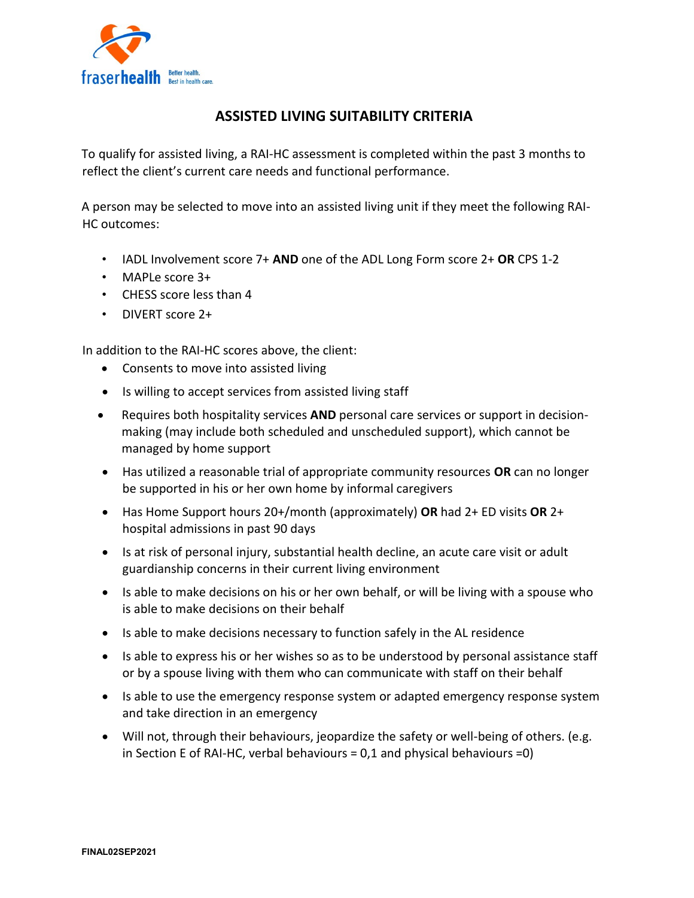fraserhealth Better health. Best in health care.

# ASSISTED LIVING SUITABILITY CRITERIA

To qualify for assisted living, a RAI-HC assessment is completed within the past 3 months to reflect the client's current care needs and functional performance.

A person may be selected to move into an assisted living unit if they meet the following RAI-HC outcomes:

- IADL Involvement score 7+ **AND** one of the ADL Long Form score 2+ **OR** CPS 1-2
- MAPLe score 3+
- CHESS score less than 4
- DIVERT score 2+

In addition to the RAI-HC scores above, the client:

- Consents to move into assisted living
- Is willing to accept services from assisted living staff
- Requires both hospitality services **AND** personal care services or support in decision-making (may include both scheduled and unscheduled support), which cannot be managed by home support
- Has utilized a reasonable trial of appropriate community resources **OR** can no longer be supported in his or her own home by informal caregivers
- Has Home Support hours 20+/month (approximately) **OR** had 2+ ED visits **OR** 2+ hospital admissions in past 90 days
- Is at risk of personal injury, substantial health decline, an acute care visit or adult guardianship concerns in their current living environment
- Is able to make decisions on his or her own behalf, or will be living with a spouse who is able to make decisions on their behalf
- Is able to make decisions necessary to function safely in the AL residence
- Is able to express his or her wishes so as to be understood by personal assistance staff or by a spouse living with them who can communicate with staff on their behalf
- Is able to use the emergency response system or adapted emergency response system and take direction in an emergency
- Will not, through their behaviours, jeopardize the safety or well-being of others. (e.g. in Section E of RAI-HC, verbal behaviours = 0,1 and physical behaviours =0)

FINAL02SEP2021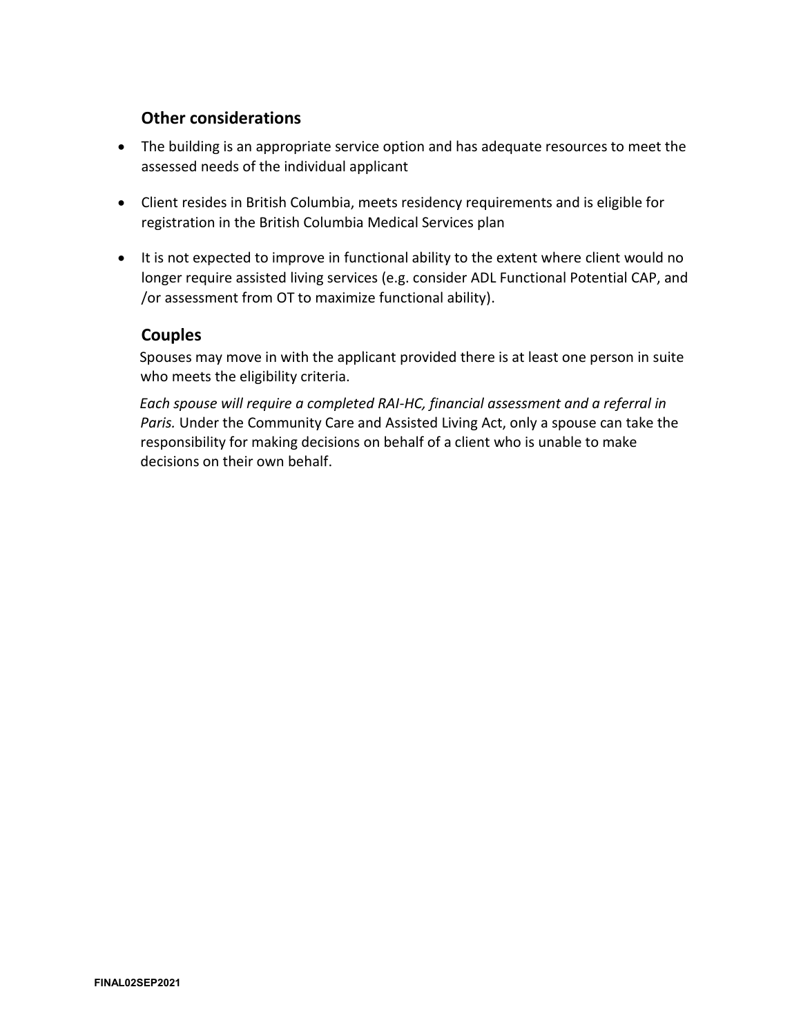### Other considerations

- The building is an appropriate service option and has adequate resources to meet the assessed needs of the individual applicant
- Client resides in British Columbia, meets residency requirements and is eligible for registration in the British Columbia Medical Services plan
- It is not expected to improve in functional ability to the extent where client would no longer require assisted living services (e.g. consider ADL Functional Potential CAP, and /or assessment from OT to maximize functional ability).

### Couples

Spouses may move in with the applicant provided there is at least one person in suite who meets the eligibility criteria.

*Each spouse will require a completed RAI-HC, financial assessment and a referral in Paris.* Under the Community Care and Assisted Living Act, only a spouse can take the responsibility for making decisions on behalf of a client who is unable to make decisions on their own behalf.

**FINAL02SEP2021**